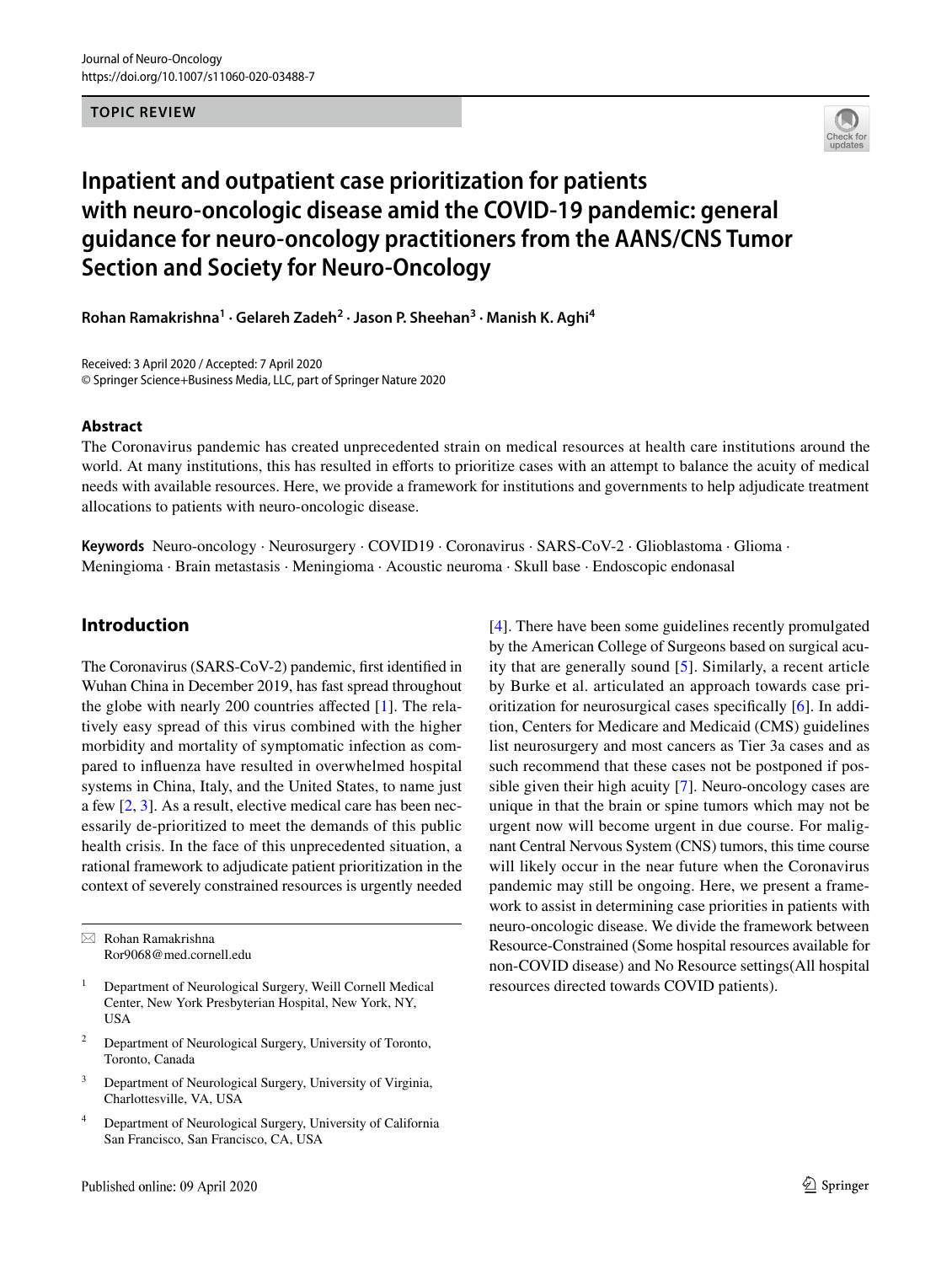TOPIC REVIEW

# Inpatient and outpatient case prioritization for patients with neuro-oncologic disease amid the COVID-19 pandemic: general guidance for neuro-oncology practitioners from the AANS/CNS Tumor Section and Society for Neuro-Oncology

**Rohan Ramakrishna[1] · Gelareh Zadeh[2] · Jason P. Sheehan[3] · Manish K. Aghi[4]**

Received: 3 April 2020 / Accepted: 7 April 2020
© Springer Science+Business Media, LLC, part of Springer Nature 2020

## Abstract

The Coronavirus pandemic has created unprecedented strain on medical resources at health care institutions around the world. At many institutions, this has resulted in efforts to prioritize cases with an attempt to balance the acuity of medical needs with available resources. Here, we provide a framework for institutions and governments to help adjudicate treatment allocations to patients with neuro-oncologic disease.

**Keywords** Neuro-oncology · Neurosurgery · COVID19 · Coronavirus · SARS-CoV-2 · Glioblastoma · Glioma · Meningioma · Brain metastasis · Meningioma · Acoustic neuroma · Skull base · Endoscopic endonasal

## Introduction

The Coronavirus (SARS-CoV-2) pandemic, first identified in Wuhan China in December 2019, has fast spread throughout the globe with nearly 200 countries affected [1]. The relatively easy spread of this virus combined with the higher morbidity and mortality of symptomatic infection as compared to influenza have resulted in overwhelmed hospital systems in China, Italy, and the United States, to name just a few [2, 3]. As a result, elective medical care has been necessarily de-prioritized to meet the demands of this public health crisis. In the face of this unprecedented situation, a rational framework to adjudicate patient prioritization in the context of severely constrained resources is urgently needed [4]. There have been some guidelines recently promulgated by the American College of Surgeons based on surgical acuity that are generally sound [5]. Similarly, a recent article by Burke et al. articulated an approach towards case prioritization for neurosurgical cases specifically [6]. In addition, Centers for Medicare and Medicaid (CMS) guidelines list neurosurgery and most cancers as Tier 3a cases and as such recommend that these cases not be postponed if possible given their high acuity [7]. Neuro-oncology cases are unique in that the brain or spine tumors which may not be urgent now will become urgent in due course. For malignant Central Nervous System (CNS) tumors, this time course will likely occur in the near future when the Coronavirus pandemic may still be ongoing. Here, we present a framework to assist in determining case priorities in patients with neuro-oncologic disease. We divide the framework between Resource-Constrained (Some hospital resources available for non-COVID disease) and No Resource settings(All hospital resources directed towards COVID patients).

✉ Rohan Ramakrishna
Ror9068@med.cornell.edu

[1] Department of Neurological Surgery, Weill Cornell Medical Center, New York Presbyterian Hospital, New York, NY, USA

[2] Department of Neurological Surgery, University of Toronto, Toronto, Canada

[3] Department of Neurological Surgery, University of Virginia, Charlottesville, VA, USA

[4] Department of Neurological Surgery, University of California San Francisco, San Francisco, CA, USA

Published online: 09 April 2020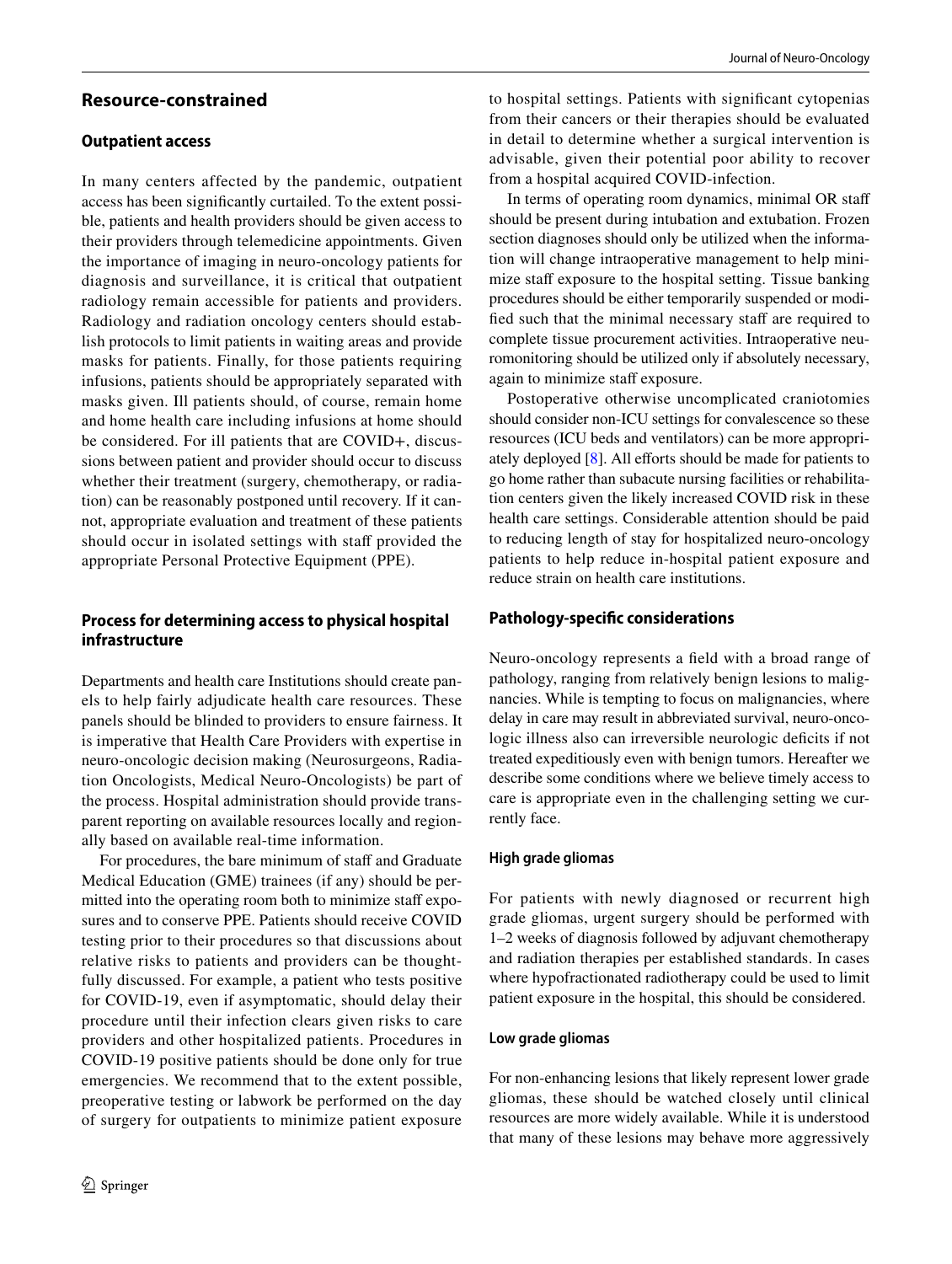## Resource-constrained

### Outpatient access

In many centers affected by the pandemic, outpatient access has been significantly curtailed. To the extent possible, patients and health providers should be given access to their providers through telemedicine appointments. Given the importance of imaging in neuro-oncology patients for diagnosis and surveillance, it is critical that outpatient radiology remain accessible for patients and providers. Radiology and radiation oncology centers should establish protocols to limit patients in waiting areas and provide masks for patients. Finally, for those patients requiring infusions, patients should be appropriately separated with masks given. Ill patients should, of course, remain home and home health care including infusions at home should be considered. For ill patients that are COVID+, discussions between patient and provider should occur to discuss whether their treatment (surgery, chemotherapy, or radiation) can be reasonably postponed until recovery. If it cannot, appropriate evaluation and treatment of these patients should occur in isolated settings with staff provided the appropriate Personal Protective Equipment (PPE).

### Process for determining access to physical hospital infrastructure

Departments and health care Institutions should create panels to help fairly adjudicate health care resources. These panels should be blinded to providers to ensure fairness. It is imperative that Health Care Providers with expertise in neuro-oncologic decision making (Neurosurgeons, Radiation Oncologists, Medical Neuro-Oncologists) be part of the process. Hospital administration should provide transparent reporting on available resources locally and regionally based on available real-time information.

For procedures, the bare minimum of staff and Graduate Medical Education (GME) trainees (if any) should be permitted into the operating room both to minimize staff exposures and to conserve PPE. Patients should receive COVID testing prior to their procedures so that discussions about relative risks to patients and providers can be thoughtfully discussed. For example, a patient who tests positive for COVID-19, even if asymptomatic, should delay their procedure until their infection clears given risks to care providers and other hospitalized patients. Procedures in COVID-19 positive patients should be done only for true emergencies. We recommend that to the extent possible, preoperative testing or labwork be performed on the day of surgery for outpatients to minimize patient exposure to hospital settings. Patients with significant cytopenias from their cancers or their therapies should be evaluated in detail to determine whether a surgical intervention is advisable, given their potential poor ability to recover from a hospital acquired COVID-infection.

In terms of operating room dynamics, minimal OR staff should be present during intubation and extubation. Frozen section diagnoses should only be utilized when the information will change intraoperative management to help minimize staff exposure to the hospital setting. Tissue banking procedures should be either temporarily suspended or modified such that the minimal necessary staff are required to complete tissue procurement activities. Intraoperative neuromonitoring should be utilized only if absolutely necessary, again to minimize staff exposure.

Postoperative otherwise uncomplicated craniotomies should consider non-ICU settings for convalescence so these resources (ICU beds and ventilators) can be more appropriately deployed [8]. All efforts should be made for patients to go home rather than subacute nursing facilities or rehabilitation centers given the likely increased COVID risk in these health care settings. Considerable attention should be paid to reducing length of stay for hospitalized neuro-oncology patients to help reduce in-hospital patient exposure and reduce strain on health care institutions.

### Pathology-specific considerations

Neuro-oncology represents a field with a broad range of pathology, ranging from relatively benign lesions to malignancies. While is tempting to focus on malignancies, where delay in care may result in abbreviated survival, neuro-oncologic illness also can irreversible neurologic deficits if not treated expeditiously even with benign tumors. Hereafter we describe some conditions where we believe timely access to care is appropriate even in the challenging setting we currently face.

#### High grade gliomas

For patients with newly diagnosed or recurrent high grade gliomas, urgent surgery should be performed with 1–2 weeks of diagnosis followed by adjuvant chemotherapy and radiation therapies per established standards. In cases where hypofractionated radiotherapy could be used to limit patient exposure in the hospital, this should be considered.

#### Low grade gliomas

For non-enhancing lesions that likely represent lower grade gliomas, these should be watched closely until clinical resources are more widely available. While it is understood that many of these lesions may behave more aggressively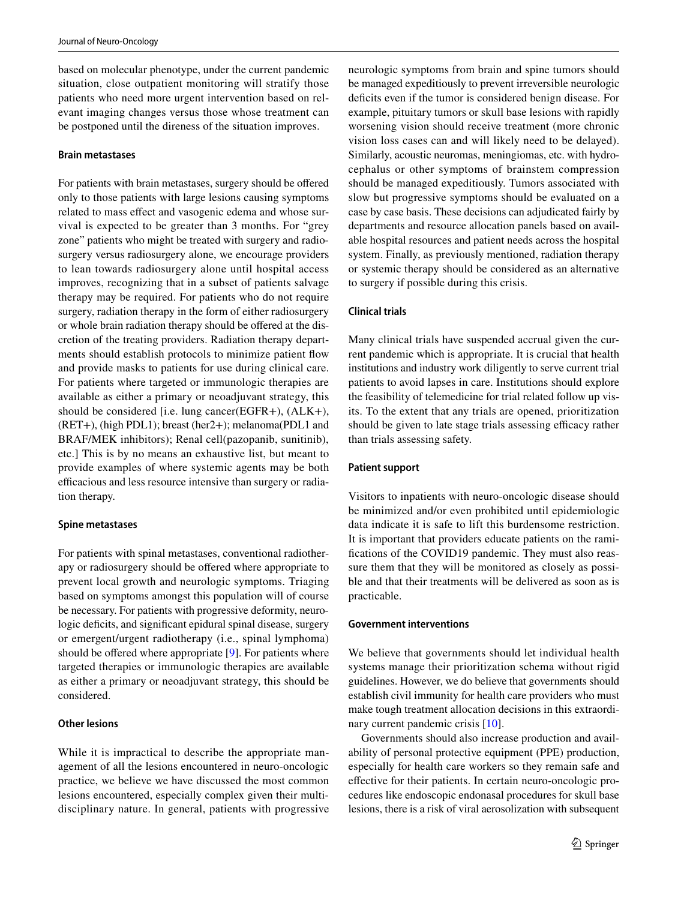based on molecular phenotype, under the current pandemic situation, close outpatient monitoring will stratify those patients who need more urgent intervention based on relevant imaging changes versus those whose treatment can be postponed until the direness of the situation improves.

### Brain metastases

For patients with brain metastases, surgery should be offered only to those patients with large lesions causing symptoms related to mass effect and vasogenic edema and whose survival is expected to be greater than 3 months. For "grey zone" patients who might be treated with surgery and radiosurgery versus radiosurgery alone, we encourage providers to lean towards radiosurgery alone until hospital access improves, recognizing that in a subset of patients salvage therapy may be required. For patients who do not require surgery, radiation therapy in the form of either radiosurgery or whole brain radiation therapy should be offered at the discretion of the treating providers. Radiation therapy departments should establish protocols to minimize patient flow and provide masks to patients for use during clinical care. For patients where targeted or immunologic therapies are available as either a primary or neoadjuvant strategy, this should be considered [i.e. lung cancer(EGFR+), (ALK+), (RET+), (high PDL1); breast (her2+); melanoma(PDL1 and BRAF/MEK inhibitors); Renal cell(pazopanib, sunitinib), etc.] This is by no means an exhaustive list, but meant to provide examples of where systemic agents may be both efficacious and less resource intensive than surgery or radiation therapy.

### Spine metastases

For patients with spinal metastases, conventional radiotherapy or radiosurgery should be offered where appropriate to prevent local growth and neurologic symptoms. Triaging based on symptoms amongst this population will of course be necessary. For patients with progressive deformity, neurologic deficits, and significant epidural spinal disease, surgery or emergent/urgent radiotherapy (i.e., spinal lymphoma) should be offered where appropriate [9]. For patients where targeted therapies or immunologic therapies are available as either a primary or neoadjuvant strategy, this should be considered.

### Other lesions

While it is impractical to describe the appropriate management of all the lesions encountered in neuro-oncologic practice, we believe we have discussed the most common lesions encountered, especially complex given their multidisciplinary nature. In general, patients with progressive neurologic symptoms from brain and spine tumors should be managed expeditiously to prevent irreversible neurologic deficits even if the tumor is considered benign disease. For example, pituitary tumors or skull base lesions with rapidly worsening vision should receive treatment (more chronic vision loss cases can and will likely need to be delayed). Similarly, acoustic neuromas, meningiomas, etc. with hydrocephalus or other symptoms of brainstem compression should be managed expeditiously. Tumors associated with slow but progressive symptoms should be evaluated on a case by case basis. These decisions can adjudicated fairly by departments and resource allocation panels based on available hospital resources and patient needs across the hospital system. Finally, as previously mentioned, radiation therapy or systemic therapy should be considered as an alternative to surgery if possible during this crisis.

### Clinical trials

Many clinical trials have suspended accrual given the current pandemic which is appropriate. It is crucial that health institutions and industry work diligently to serve current trial patients to avoid lapses in care. Institutions should explore the feasibility of telemedicine for trial related follow up visits. To the extent that any trials are opened, prioritization should be given to late stage trials assessing efficacy rather than trials assessing safety.

### Patient support

Visitors to inpatients with neuro-oncologic disease should be minimized and/or even prohibited until epidemiologic data indicate it is safe to lift this burdensome restriction. It is important that providers educate patients on the ramifications of the COVID19 pandemic. They must also reassure them that they will be monitored as closely as possible and that their treatments will be delivered as soon as is practicable.

### Government interventions

We believe that governments should let individual health systems manage their prioritization schema without rigid guidelines. However, we do believe that governments should establish civil immunity for health care providers who must make tough treatment allocation decisions in this extraordinary current pandemic crisis [10].

Governments should also increase production and availability of personal protective equipment (PPE) production, especially for health care workers so they remain safe and effective for their patients. In certain neuro-oncologic procedures like endoscopic endonasal procedures for skull base lesions, there is a risk of viral aerosolization with subsequent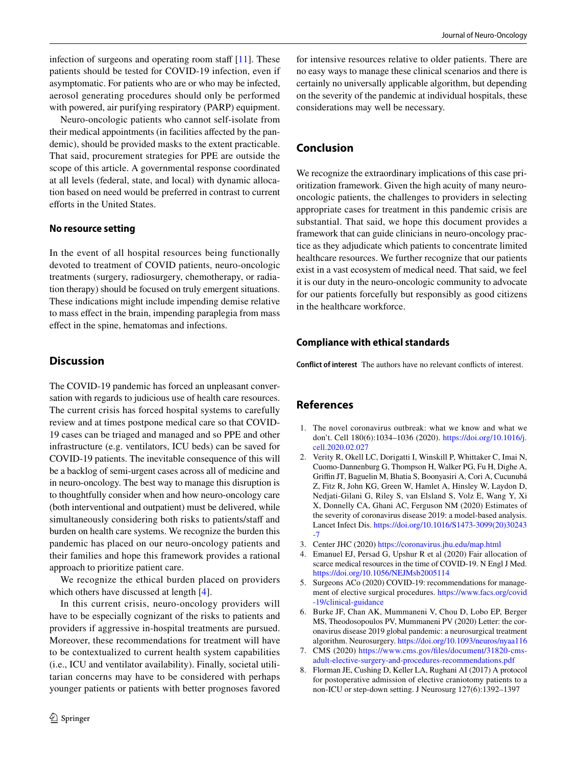infection of surgeons and operating room staff [11]. These patients should be tested for COVID-19 infection, even if asymptomatic. For patients who are or who may be infected, aerosol generating procedures should only be performed with powered, air purifying respiratory (PARP) equipment.

Neuro-oncologic patients who cannot self-isolate from their medical appointments (in facilities affected by the pandemic), should be provided masks to the extent practicable. That said, procurement strategies for PPE are outside the scope of this article. A governmental response coordinated at all levels (federal, state, and local) with dynamic allocation based on need would be preferred in contrast to current efforts in the United States.

### No resource setting

In the event of all hospital resources being functionally devoted to treatment of COVID patients, neuro-oncologic treatments (surgery, radiosurgery, chemotherapy, or radiation therapy) should be focused on truly emergent situations. These indications might include impending demise relative to mass effect in the brain, impending paraplegia from mass effect in the spine, hematomas and infections.

## Discussion

The COVID-19 pandemic has forced an unpleasant conversation with regards to judicious use of health care resources. The current crisis has forced hospital systems to carefully review and at times postpone medical care so that COVID-19 cases can be triaged and managed and so PPE and other infrastructure (e.g. ventilators, ICU beds) can be saved for COVID-19 patients. The inevitable consequence of this will be a backlog of semi-urgent cases across all of medicine and in neuro-oncology. The best way to manage this disruption is to thoughtfully consider when and how neuro-oncology care (both interventional and outpatient) must be delivered, while simultaneously considering both risks to patients/staff and burden on health care systems. We recognize the burden this pandemic has placed on our neuro-oncology patients and their families and hope this framework provides a rational approach to prioritize patient care.

We recognize the ethical burden placed on providers which others have discussed at length [4].

In this current crisis, neuro-oncology providers will have to be especially cognizant of the risks to patients and providers if aggressive in-hospital treatments are pursued. Moreover, these recommendations for treatment will have to be contextualized to current health system capabilities (i.e., ICU and ventilator availability). Finally, societal utilitarian concerns may have to be considered with perhaps younger patients or patients with better prognoses favored for intensive resources relative to older patients. There are no easy ways to manage these clinical scenarios and there is certainly no universally applicable algorithm, but depending on the severity of the pandemic at individual hospitals, these considerations may well be necessary.

## Conclusion

We recognize the extraordinary implications of this case prioritization framework. Given the high acuity of many neuro-oncologic patients, the challenges to providers in selecting appropriate cases for treatment in this pandemic crisis are substantial. That said, we hope this document provides a framework that can guide clinicians in neuro-oncology practice as they adjudicate which patients to concentrate limited healthcare resources. We further recognize that our patients exist in a vast ecosystem of medical need. That said, we feel it is our duty in the neuro-oncologic community to advocate for our patients forcefully but responsibly as good citizens in the healthcare workforce.

### Compliance with ethical standards

**Conflict of interest** The authors have no relevant conflicts of interest.

## References

1. The novel coronavirus outbreak: what we know and what we don't. Cell 180(6):1034–1036 (2020). https://doi.org/10.1016/j.cell.2020.02.027
2. Verity R, Okell LC, Dorigatti I, Winskill P, Whittaker C, Imai N, Cuomo-Dannenburg G, Thompson H, Walker PG, Fu H, Dighe A, Griffin JT, Baguelin M, Bhatia S, Boonyasiri A, Cori A, Cucunubá Z, Fitz R, John KG, Green W, Hamlet A, Hinsley W, Laydon D, Nedjati-Gilani G, Riley S, van Elsland S, Volz E, Wang Y, Xi X, Donnelly CA, Ghani AC, Ferguson NM (2020) Estimates of the severity of coronavirus disease 2019: a model-based analysis. Lancet Infect Dis. https://doi.org/10.1016/S1473-3099(20)30243-7
3. Center JHC (2020) https://coronavirus.jhu.edu/map.html
4. Emanuel EJ, Persad G, Upshur R et al (2020) Fair allocation of scarce medical resources in the time of COVID-19. N Engl J Med. https://doi.org/10.1056/NEJMsb2005114
5. Surgeons ACo (2020) COVID-19: recommendations for management of elective surgical procedures. https://www.facs.org/covid-19/clinical-guidance
6. Burke JF, Chan AK, Mummaneni V, Chou D, Lobo EP, Berger MS, Theodosopoulos PV, Mummaneni PV (2020) Letter: the coronavirus disease 2019 global pandemic: a neurosurgical treatment algorithm. Neurosurgery. https://doi.org/10.1093/neuros/nyaa116
7. CMS (2020) https://www.cms.gov/files/document/31820-cms-adult-elective-surgery-and-procedures-recommendations.pdf
8. Florman JE, Cushing D, Keller LA, Rughani AI (2017) A protocol for postoperative admission of elective craniotomy patients to a non-ICU or step-down setting. J Neurosurg 127(6):1392–1397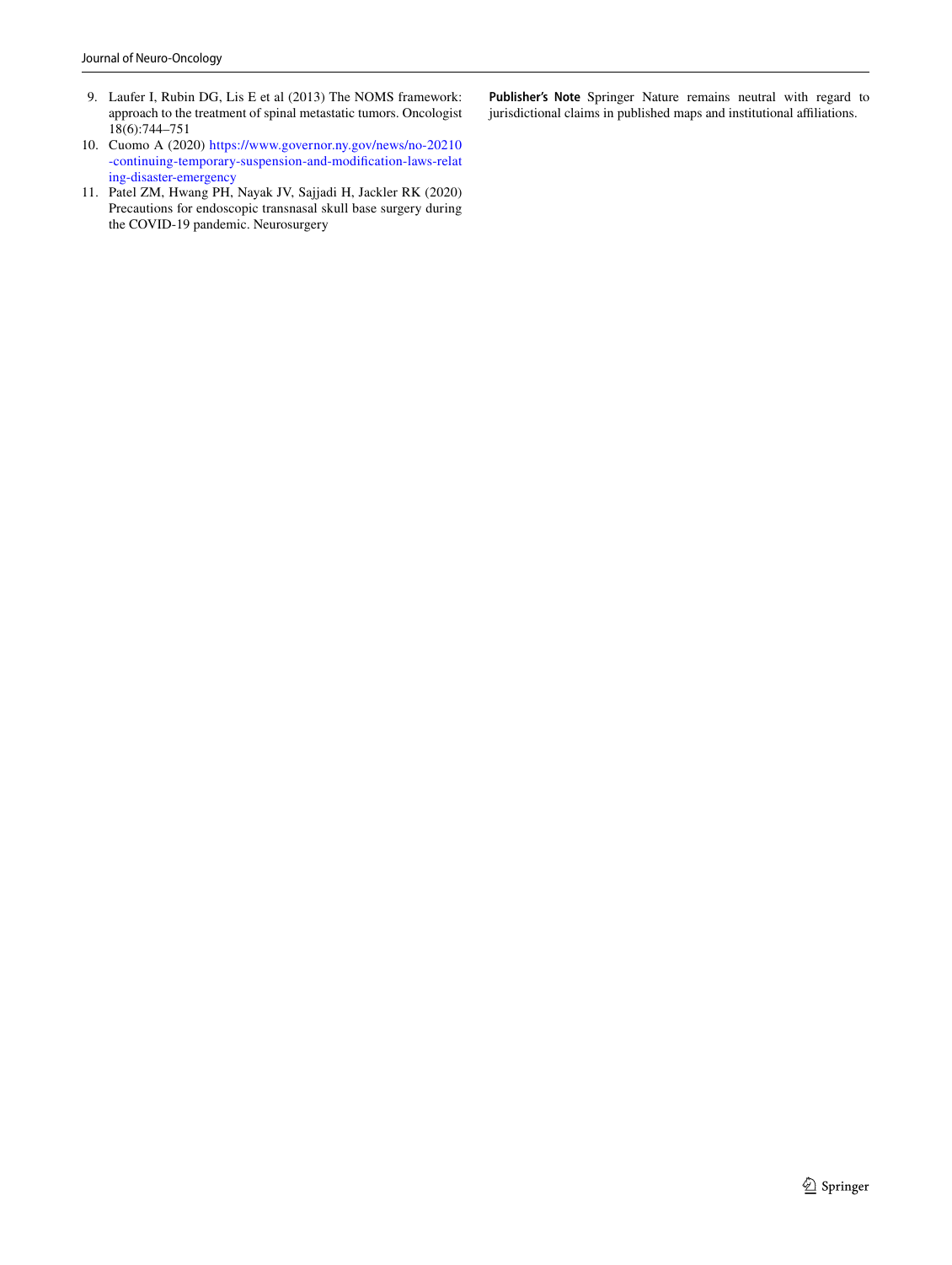9. Laufer I, Rubin DG, Lis E et al (2013) The NOMS framework: approach to the treatment of spinal metastatic tumors. Oncologist 18(6):744–751
10. Cuomo A (2020) https://www.governor.ny.gov/news/no-20210-continuing-temporary-suspension-and-modification-laws-relating-disaster-emergency
11. Patel ZM, Hwang PH, Nayak JV, Sajjadi H, Jackler RK (2020) Precautions for endoscopic transnasal skull base surgery during the COVID-19 pandemic. Neurosurgery

**Publisher's Note** Springer Nature remains neutral with regard to jurisdictional claims in published maps and institutional affiliations.